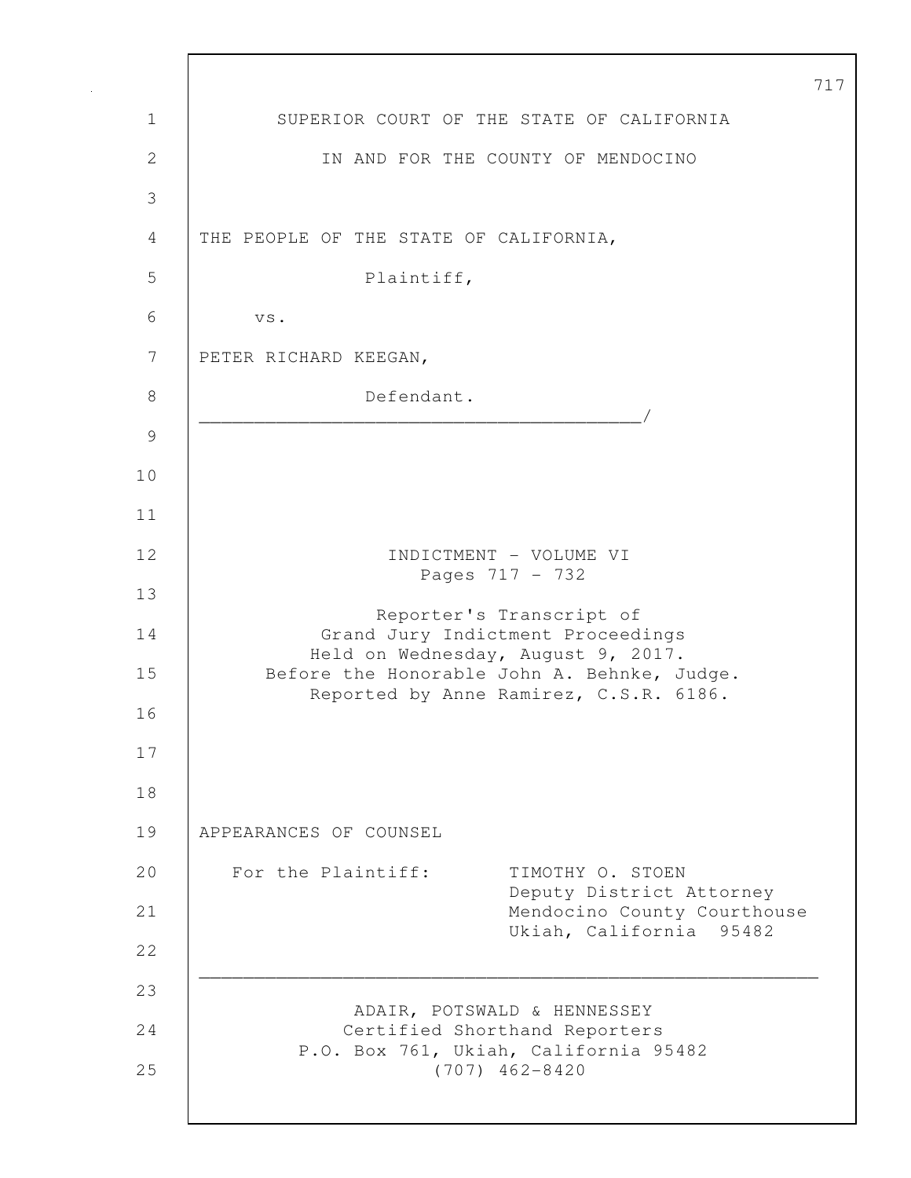SUPERIOR COURT OF THE STATE OF CALIFORNIA

IN AND FOR THE COUNTY OF MENDOCINO

THE PEOPLE OF THE STATE OF CALIFORNIA,

Plaintiff,

vs.

PETER RICHARD KEEGAN,

Defendant.
_______________________________________/

INDICTMENT - VOLUME VI
Pages 717 - 732

Reporter's Transcript of
Grand Jury Indictment Proceedings
Held on Wednesday, August 9, 2017.
Before the Honorable John A. Behnke, Judge.
Reported by Anne Ramirez, C.S.R. 6186.

APPEARANCES OF COUNSEL

For the Plaintiff: TIMOTHY O. STOEN
Deputy District Attorney
Mendocino County Courthouse
Ukiah, California 95482

---

ADAIR, POTSWALD & HENNESSEY
Certified Shorthand Reporters
P.O. Box 761, Ukiah, California 95482
(707) 462-8420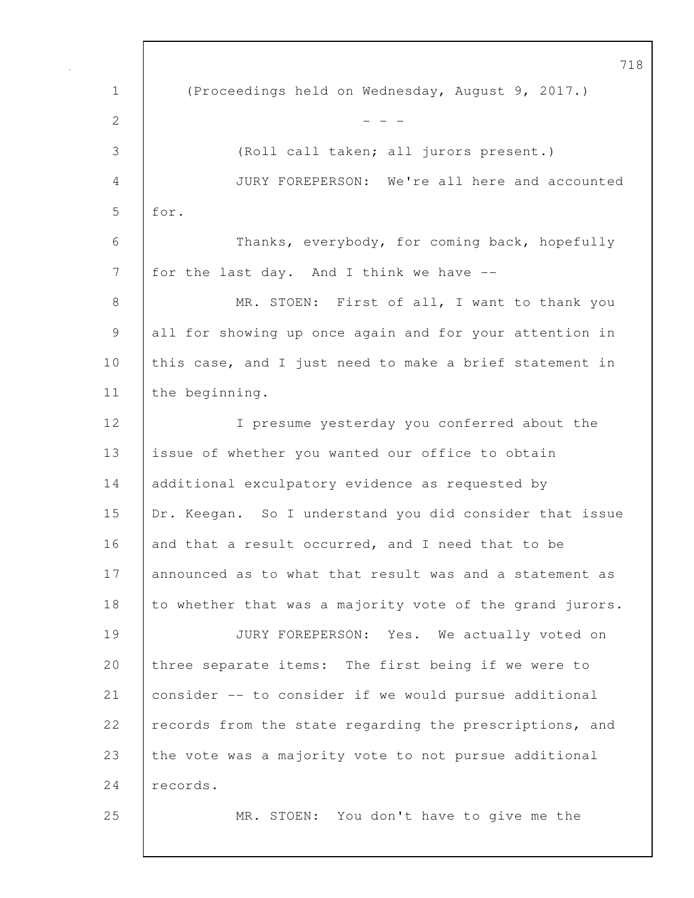(Proceedings held on Wednesday, August 9, 2017.)

- - -

(Roll call taken; all jurors present.)

JURY FOREPERSON: We're all here and accounted for.

Thanks, everybody, for coming back, hopefully for the last day. And I think we have --

MR. STOEN: First of all, I want to thank you all for showing up once again and for your attention in this case, and I just need to make a brief statement in the beginning.

I presume yesterday you conferred about the issue of whether you wanted our office to obtain additional exculpatory evidence as requested by Dr. Keegan. So I understand you did consider that issue and that a result occurred, and I need that to be announced as to what that result was and a statement as to whether that was a majority vote of the grand jurors.

JURY FOREPERSON: Yes. We actually voted on three separate items: The first being if we were to consider -- to consider if we would pursue additional records from the state regarding the prescriptions, and the vote was a majority vote to not pursue additional records.

MR. STOEN: You don't have to give me the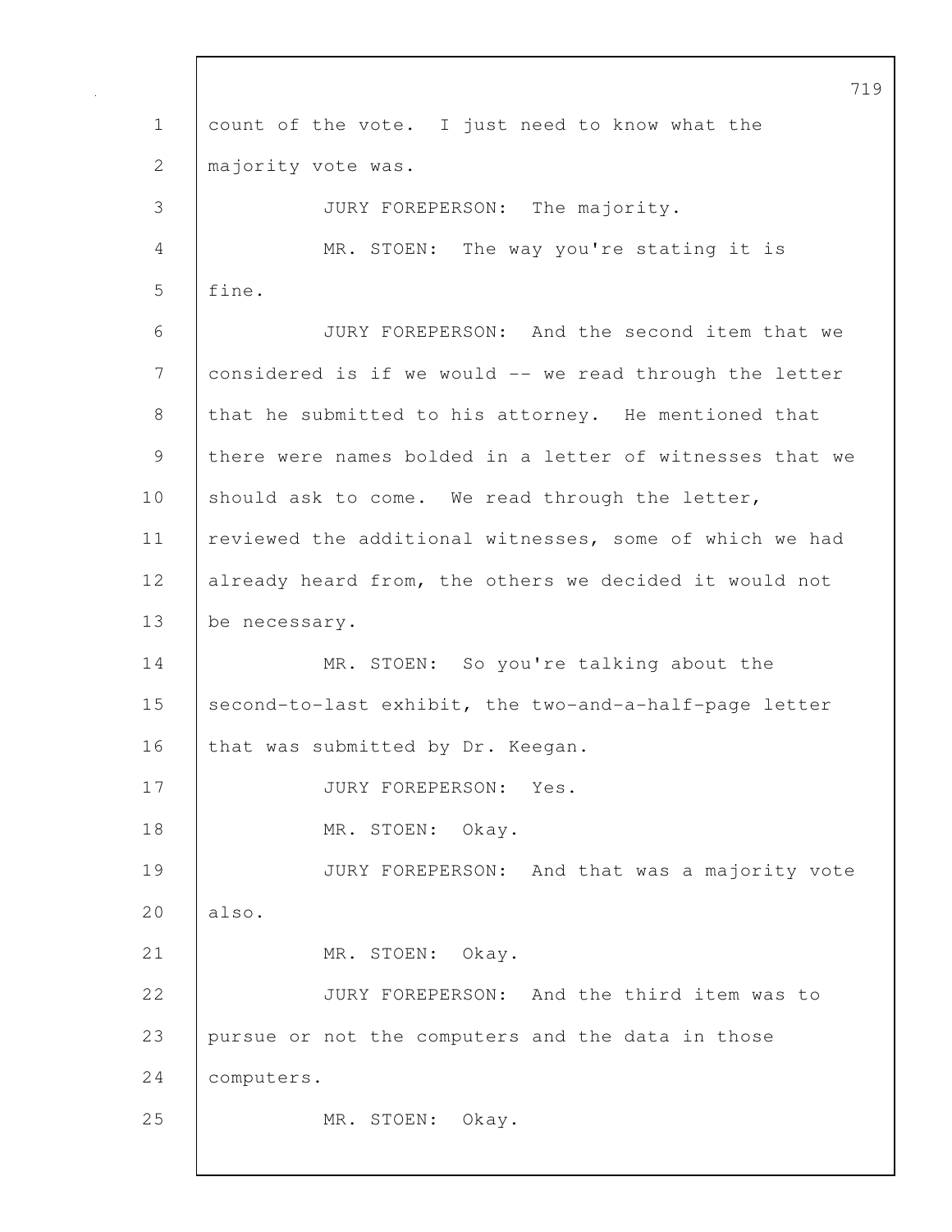count of the vote. I just need to know what the majority vote was.

JURY FOREPERSON: The majority.

MR. STOEN: The way you're stating it is fine.

JURY FOREPERSON: And the second item that we considered is if we would -- we read through the letter that he submitted to his attorney. He mentioned that there were names bolded in a letter of witnesses that we should ask to come. We read through the letter, reviewed the additional witnesses, some of which we had already heard from, the others we decided it would not be necessary.

MR. STOEN: So you're talking about the second-to-last exhibit, the two-and-a-half-page letter that was submitted by Dr. Keegan.

JURY FOREPERSON: Yes.

MR. STOEN: Okay.

JURY FOREPERSON: And that was a majority vote also.

MR. STOEN: Okay.

JURY FOREPERSON: And the third item was to pursue or not the computers and the data in those computers.

MR. STOEN: Okay.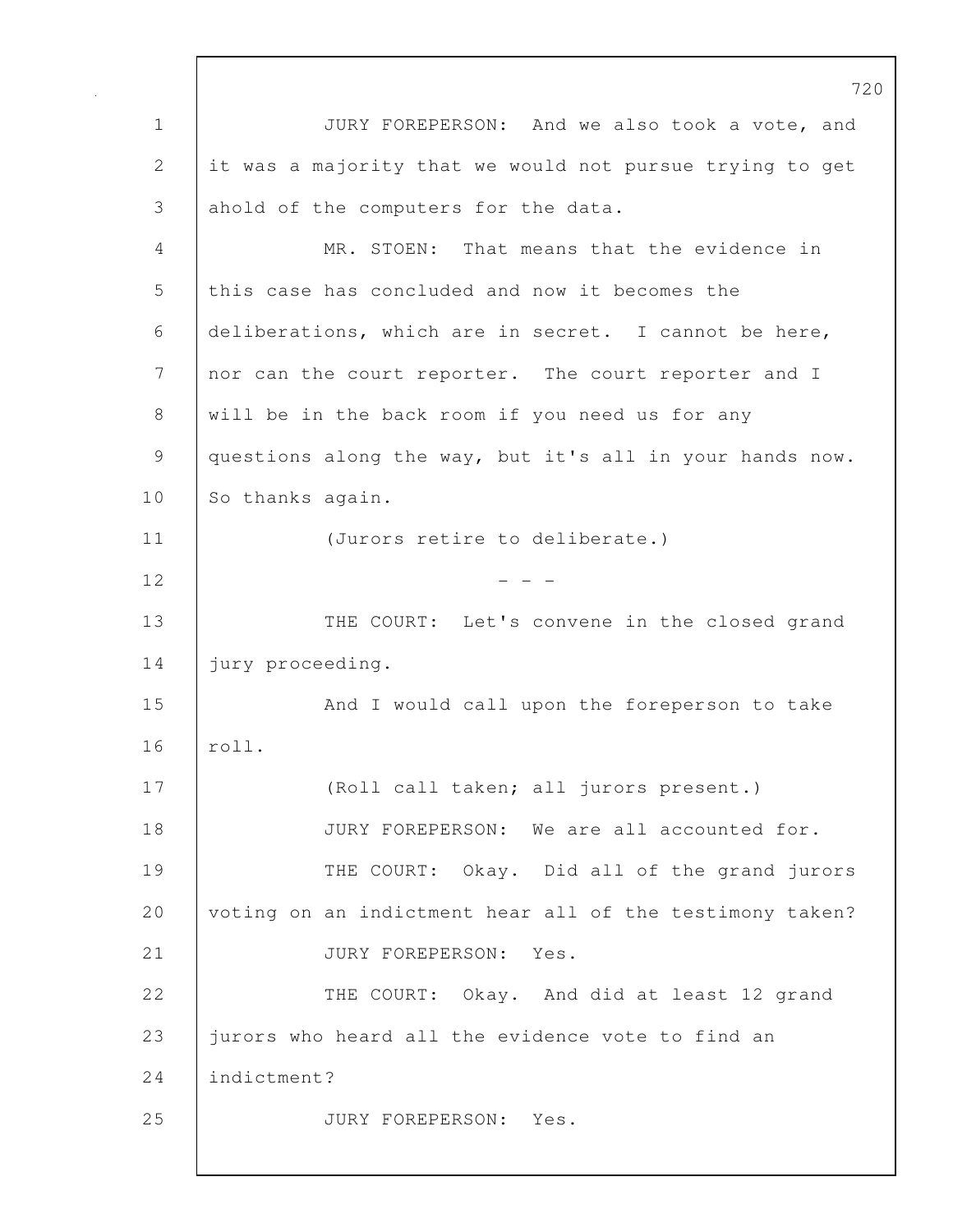JURY FOREPERSON: And we also took a vote, and it was a majority that we would not pursue trying to get ahold of the computers for the data.

MR. STOEN: That means that the evidence in this case has concluded and now it becomes the deliberations, which are in secret. I cannot be here, nor can the court reporter. The court reporter and I will be in the back room if you need us for any questions along the way, but it's all in your hands now. So thanks again.

(Jurors retire to deliberate.)

\- - -

THE COURT: Let's convene in the closed grand jury proceeding.

And I would call upon the foreperson to take roll.

(Roll call taken; all jurors present.)

JURY FOREPERSON: We are all accounted for.

THE COURT: Okay. Did all of the grand jurors voting on an indictment hear all of the testimony taken?

JURY FOREPERSON: Yes.

THE COURT: Okay. And did at least 12 grand jurors who heard all the evidence vote to find an indictment?

JURY FOREPERSON: Yes.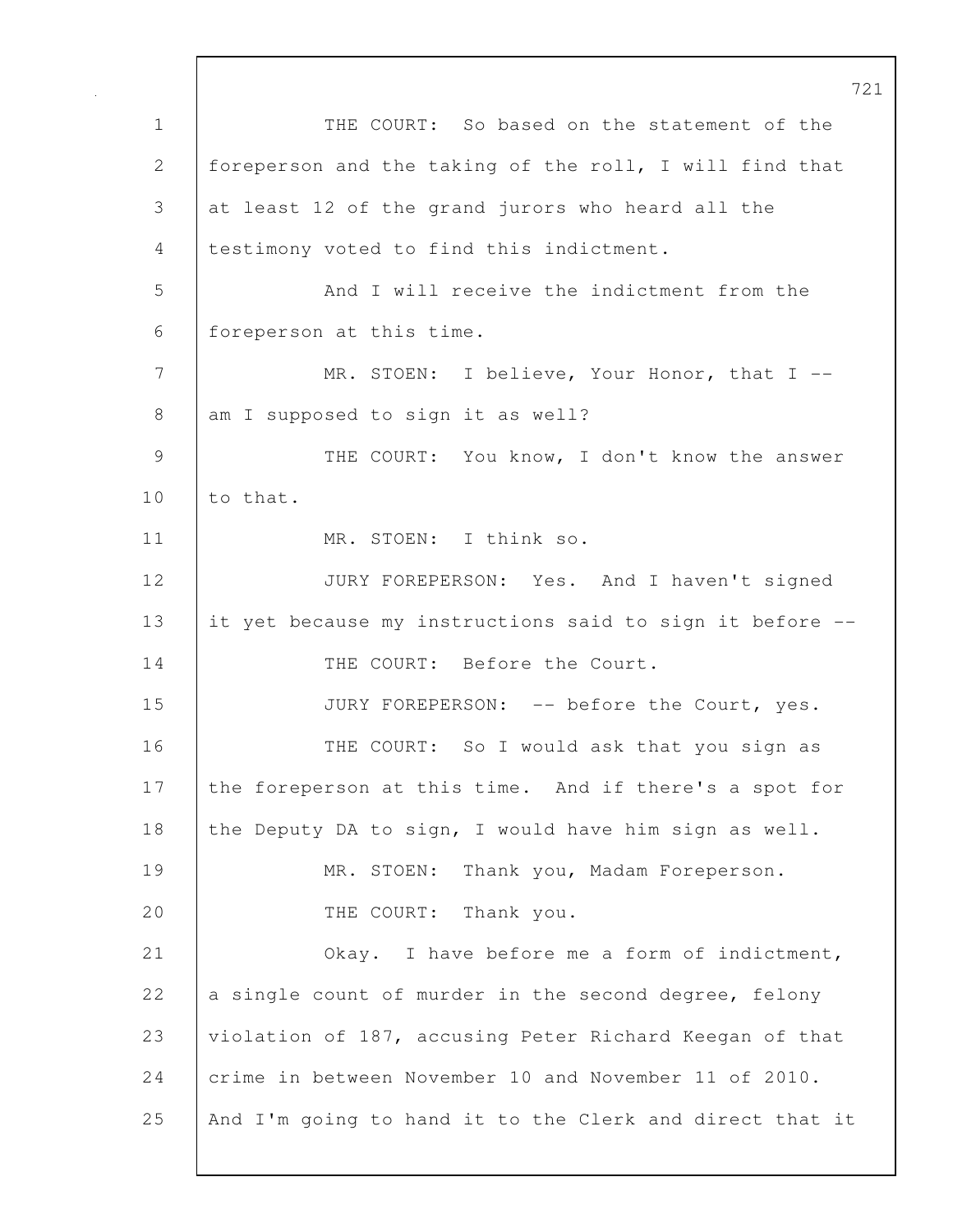THE COURT: So based on the statement of the foreperson and the taking of the roll, I will find that at least 12 of the grand jurors who heard all the testimony voted to find this indictment.

And I will receive the indictment from the foreperson at this time.

MR. STOEN: I believe, Your Honor, that I -- am I supposed to sign it as well?

THE COURT: You know, I don't know the answer to that.

MR. STOEN: I think so.

JURY FOREPERSON: Yes. And I haven't signed it yet because my instructions said to sign it before --

THE COURT: Before the Court.

JURY FOREPERSON: -- before the Court, yes.

THE COURT: So I would ask that you sign as the foreperson at this time. And if there's a spot for the Deputy DA to sign, I would have him sign as well.

MR. STOEN: Thank you, Madam Foreperson.

THE COURT: Thank you.

Okay. I have before me a form of indictment, a single count of murder in the second degree, felony violation of 187, accusing Peter Richard Keegan of that crime in between November 10 and November 11 of 2010. And I'm going to hand it to the Clerk and direct that it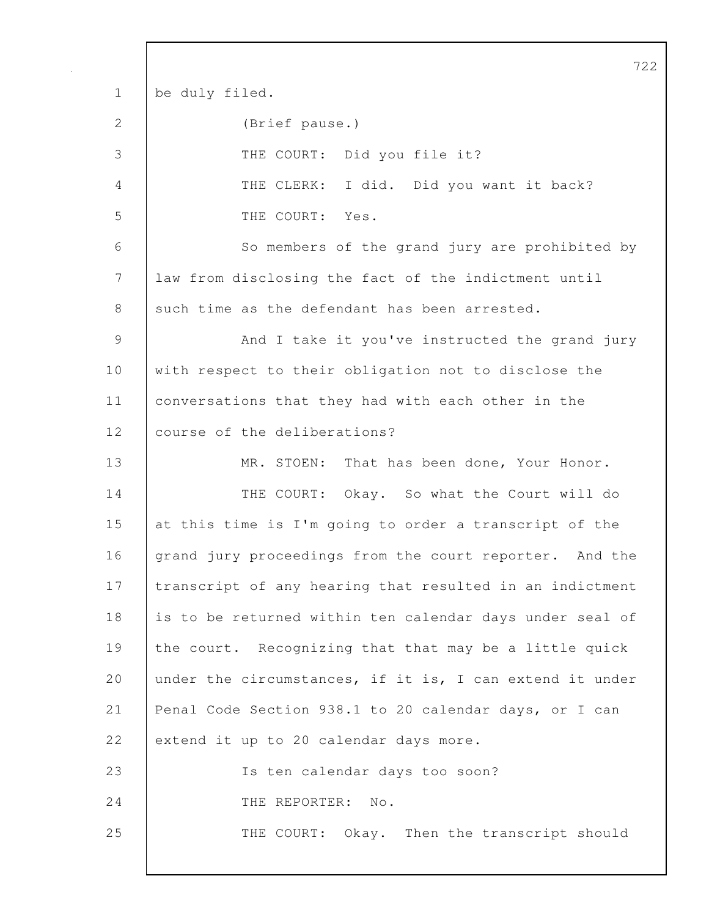be duly filed.

(Brief pause.)

THE COURT: Did you file it?

THE CLERK: I did. Did you want it back?

THE COURT: Yes.

So members of the grand jury are prohibited by law from disclosing the fact of the indictment until such time as the defendant has been arrested.

And I take it you've instructed the grand jury with respect to their obligation not to disclose the conversations that they had with each other in the course of the deliberations?

MR. STOEN: That has been done, Your Honor.

THE COURT: Okay. So what the Court will do at this time is I'm going to order a transcript of the grand jury proceedings from the court reporter. And the transcript of any hearing that resulted in an indictment is to be returned within ten calendar days under seal of the court. Recognizing that that may be a little quick under the circumstances, if it is, I can extend it under Penal Code Section 938.1 to 20 calendar days, or I can extend it up to 20 calendar days more.

Is ten calendar days too soon?

THE REPORTER: No.

THE COURT: Okay. Then the transcript should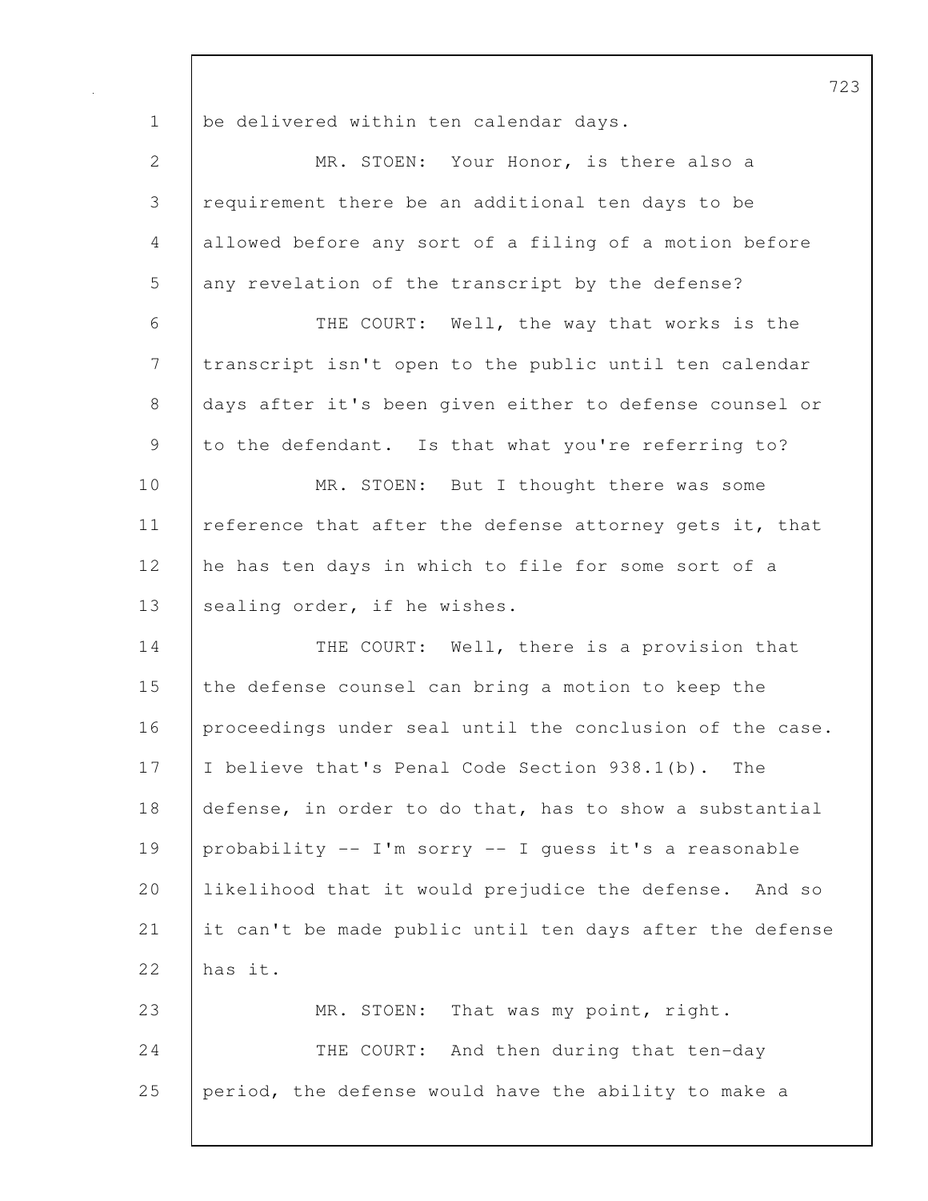be delivered within ten calendar days.

MR. STOEN: Your Honor, is there also a requirement there be an additional ten days to be allowed before any sort of a filing of a motion before any revelation of the transcript by the defense?

THE COURT: Well, the way that works is the transcript isn't open to the public until ten calendar days after it's been given either to defense counsel or to the defendant. Is that what you're referring to?

MR. STOEN: But I thought there was some reference that after the defense attorney gets it, that he has ten days in which to file for some sort of a sealing order, if he wishes.

THE COURT: Well, there is a provision that the defense counsel can bring a motion to keep the proceedings under seal until the conclusion of the case. I believe that's Penal Code Section 938.1(b). The defense, in order to do that, has to show a substantial probability -- I'm sorry -- I guess it's a reasonable likelihood that it would prejudice the defense. And so it can't be made public until ten days after the defense has it.

MR. STOEN: That was my point, right.

THE COURT: And then during that ten-day period, the defense would have the ability to make a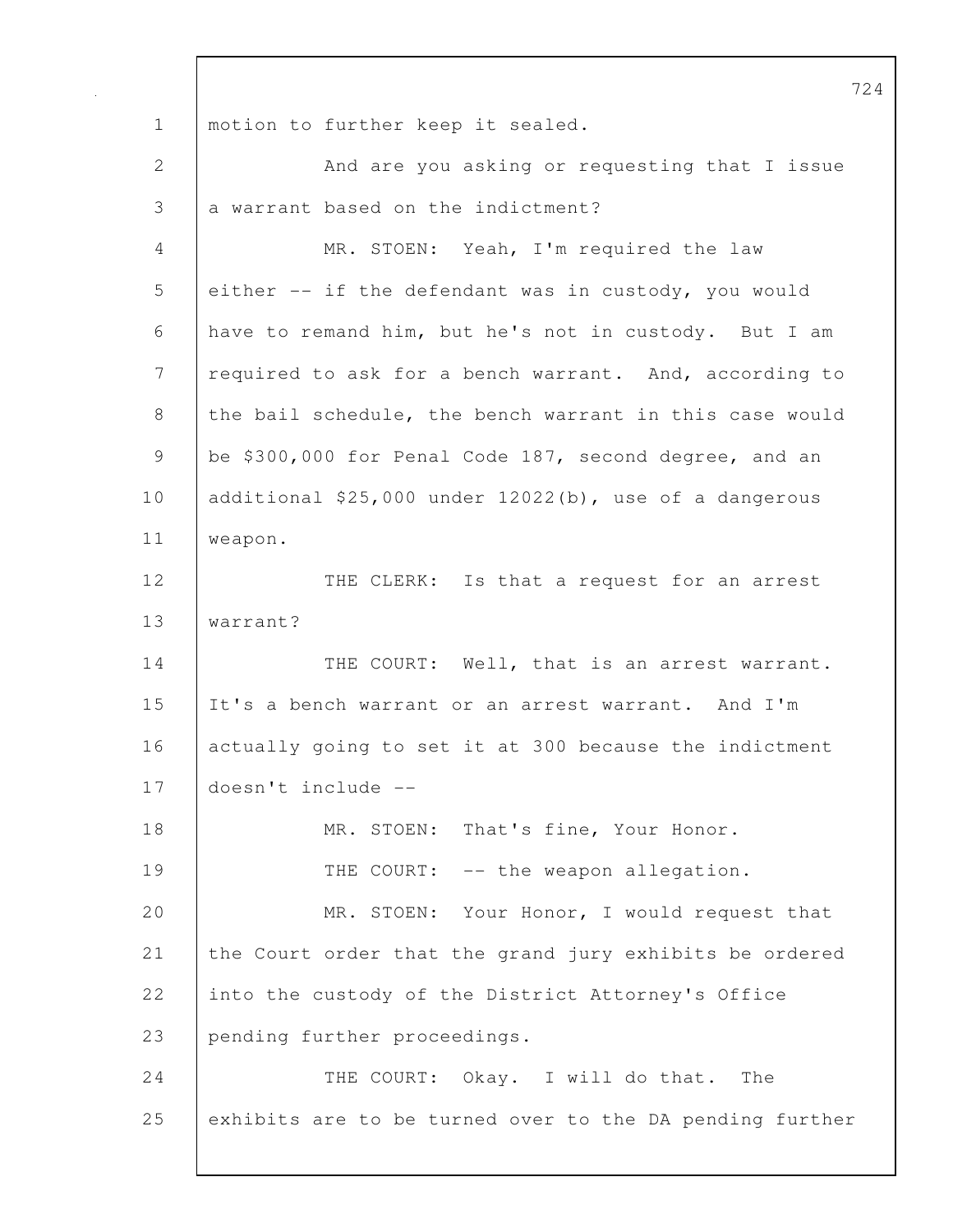motion to further keep it sealed.

And are you asking or requesting that I issue a warrant based on the indictment?

MR. STOEN: Yeah, I'm required the law either -- if the defendant was in custody, you would have to remand him, but he's not in custody. But I am required to ask for a bench warrant. And, according to the bail schedule, the bench warrant in this case would be $300,000 for Penal Code 187, second degree, and an additional $25,000 under 12022(b), use of a dangerous weapon.

THE CLERK: Is that a request for an arrest warrant?

THE COURT: Well, that is an arrest warrant. It's a bench warrant or an arrest warrant. And I'm actually going to set it at 300 because the indictment doesn't include --

MR. STOEN: That's fine, Your Honor.

THE COURT: -- the weapon allegation.

MR. STOEN: Your Honor, I would request that the Court order that the grand jury exhibits be ordered into the custody of the District Attorney's Office pending further proceedings.

THE COURT: Okay. I will do that. The exhibits are to be turned over to the DA pending further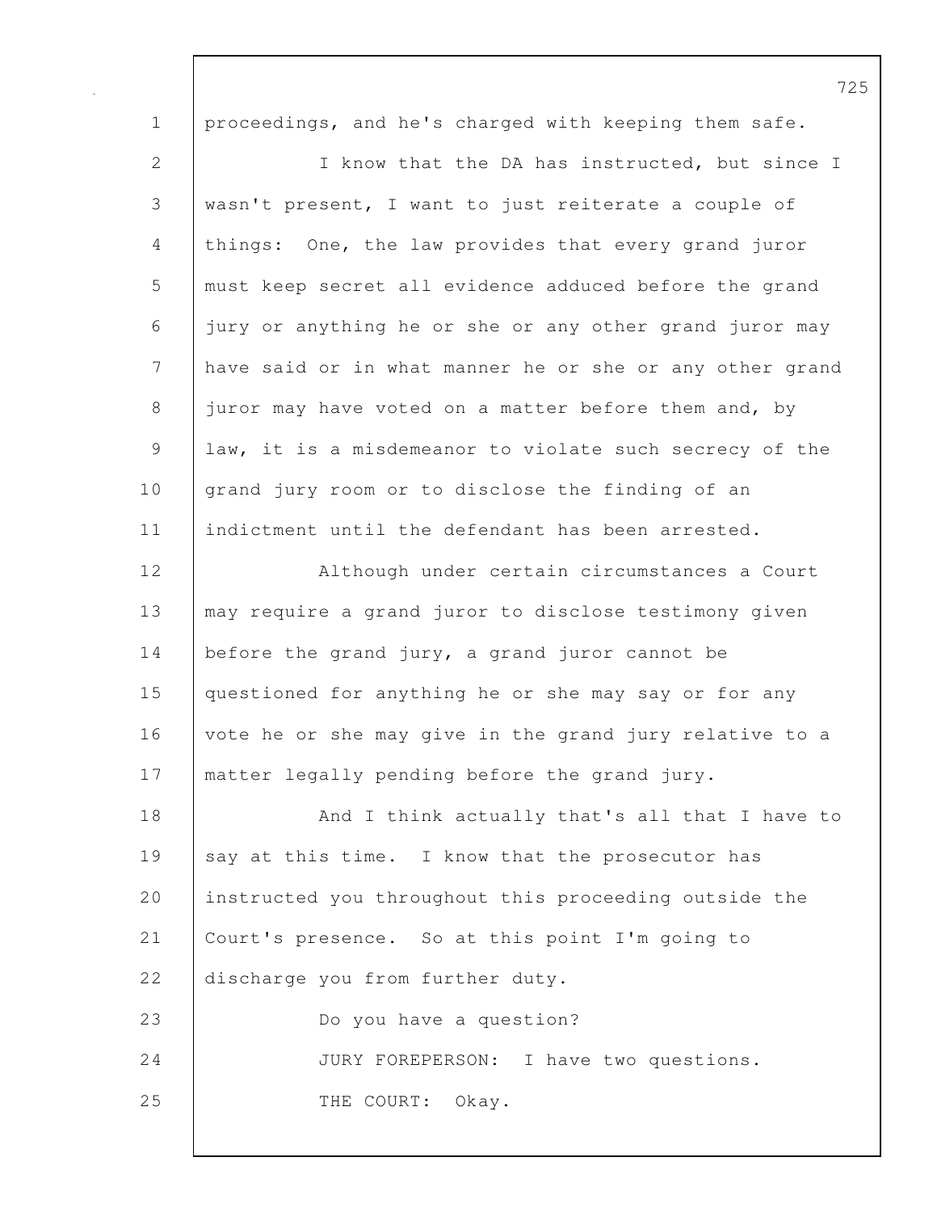proceedings, and he's charged with keeping them safe.

I know that the DA has instructed, but since I wasn't present, I want to just reiterate a couple of things: One, the law provides that every grand juror must keep secret all evidence adduced before the grand jury or anything he or she or any other grand juror may have said or in what manner he or she or any other grand juror may have voted on a matter before them and, by law, it is a misdemeanor to violate such secrecy of the grand jury room or to disclose the finding of an indictment until the defendant has been arrested.

Although under certain circumstances a Court may require a grand juror to disclose testimony given before the grand jury, a grand juror cannot be questioned for anything he or she may say or for any vote he or she may give in the grand jury relative to a matter legally pending before the grand jury.

And I think actually that's all that I have to say at this time. I know that the prosecutor has instructed you throughout this proceeding outside the Court's presence. So at this point I'm going to discharge you from further duty.

Do you have a question?

JURY FOREPERSON: I have two questions.

THE COURT: Okay.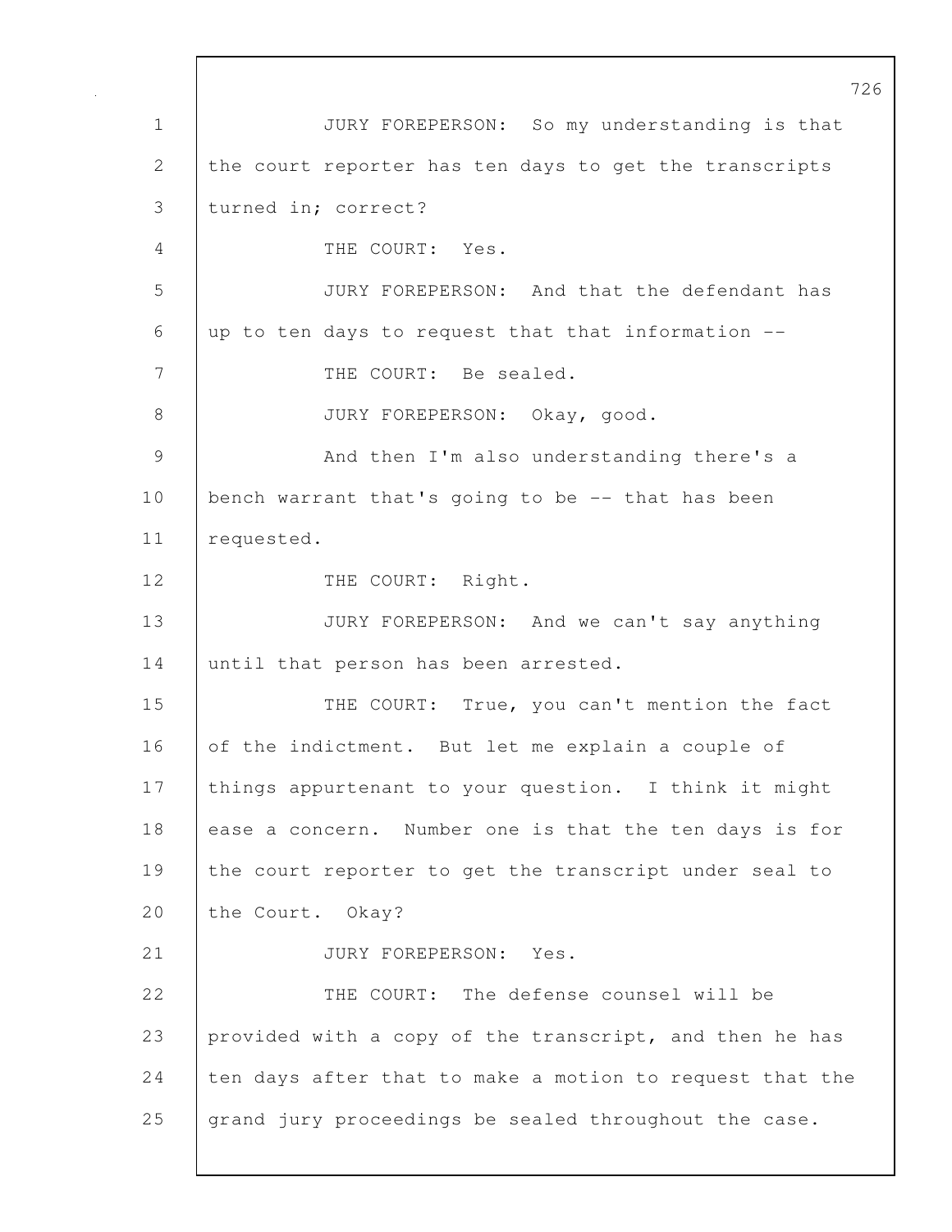JURY FOREPERSON: So my understanding is that the court reporter has ten days to get the transcripts turned in; correct?

THE COURT: Yes.

JURY FOREPERSON: And that the defendant has up to ten days to request that that information --

THE COURT: Be sealed.

JURY FOREPERSON: Okay, good.

And then I'm also understanding there's a bench warrant that's going to be -- that has been requested.

THE COURT: Right.

JURY FOREPERSON: And we can't say anything until that person has been arrested.

THE COURT: True, you can't mention the fact of the indictment. But let me explain a couple of things appurtenant to your question. I think it might ease a concern. Number one is that the ten days is for the court reporter to get the transcript under seal to the Court. Okay?

JURY FOREPERSON: Yes.

THE COURT: The defense counsel will be provided with a copy of the transcript, and then he has ten days after that to make a motion to request that the grand jury proceedings be sealed throughout the case.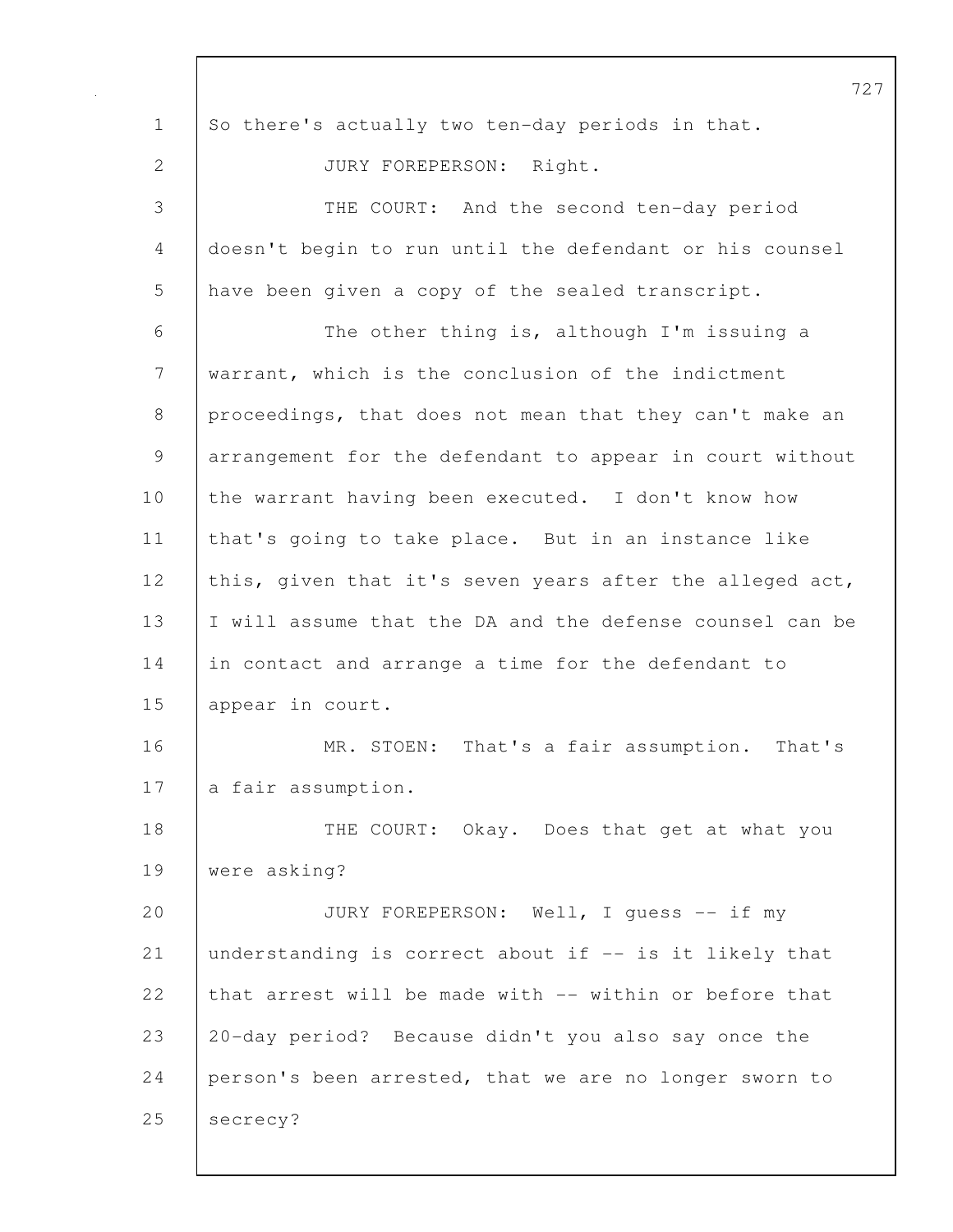So there's actually two ten-day periods in that.

JURY FOREPERSON: Right.

THE COURT: And the second ten-day period doesn't begin to run until the defendant or his counsel have been given a copy of the sealed transcript.

The other thing is, although I'm issuing a warrant, which is the conclusion of the indictment proceedings, that does not mean that they can't make an arrangement for the defendant to appear in court without the warrant having been executed. I don't know how that's going to take place. But in an instance like this, given that it's seven years after the alleged act, I will assume that the DA and the defense counsel can be in contact and arrange a time for the defendant to appear in court.

MR. STOEN: That's a fair assumption. That's a fair assumption.

THE COURT: Okay. Does that get at what you were asking?

JURY FOREPERSON: Well, I guess -- if my understanding is correct about if -- is it likely that that arrest will be made with -- within or before that 20-day period? Because didn't you also say once the person's been arrested, that we are no longer sworn to secrecy?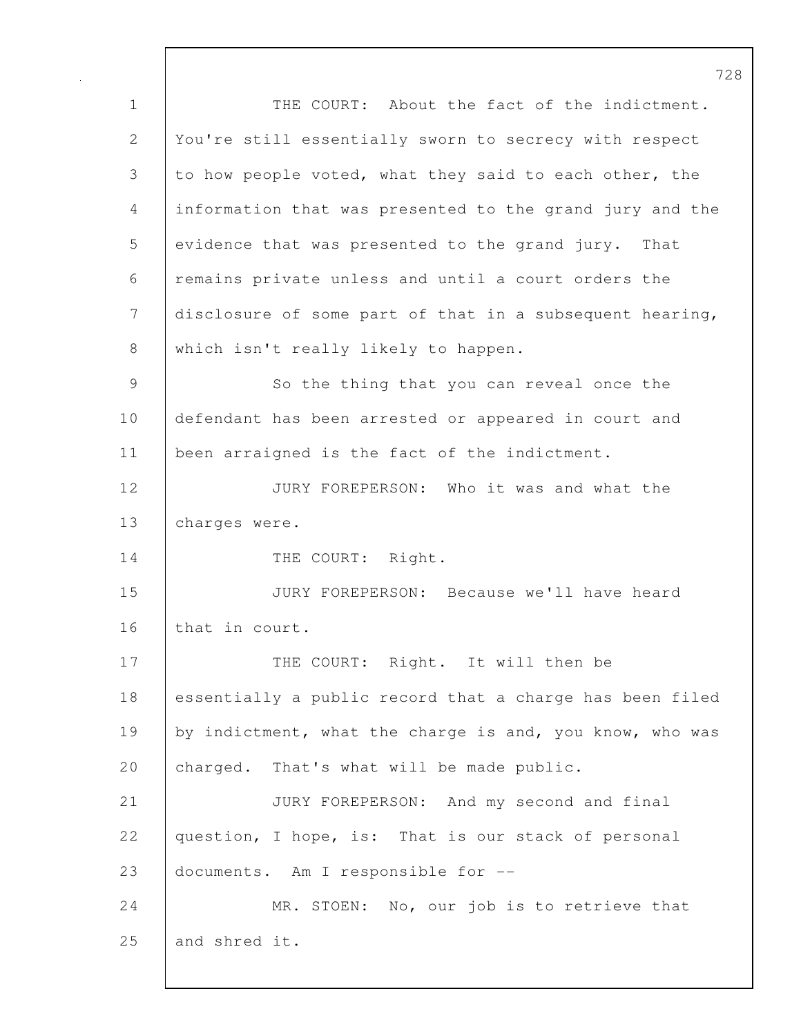THE COURT: About the fact of the indictment. You're still essentially sworn to secrecy with respect to how people voted, what they said to each other, the information that was presented to the grand jury and the evidence that was presented to the grand jury. That remains private unless and until a court orders the disclosure of some part of that in a subsequent hearing, which isn't really likely to happen.

So the thing that you can reveal once the defendant has been arrested or appeared in court and been arraigned is the fact of the indictment.

JURY FOREPERSON: Who it was and what the charges were.

THE COURT: Right.

JURY FOREPERSON: Because we'll have heard that in court.

THE COURT: Right. It will then be essentially a public record that a charge has been filed by indictment, what the charge is and, you know, who was charged. That's what will be made public.

JURY FOREPERSON: And my second and final question, I hope, is: That is our stack of personal documents. Am I responsible for --

MR. STOEN: No, our job is to retrieve that and shred it.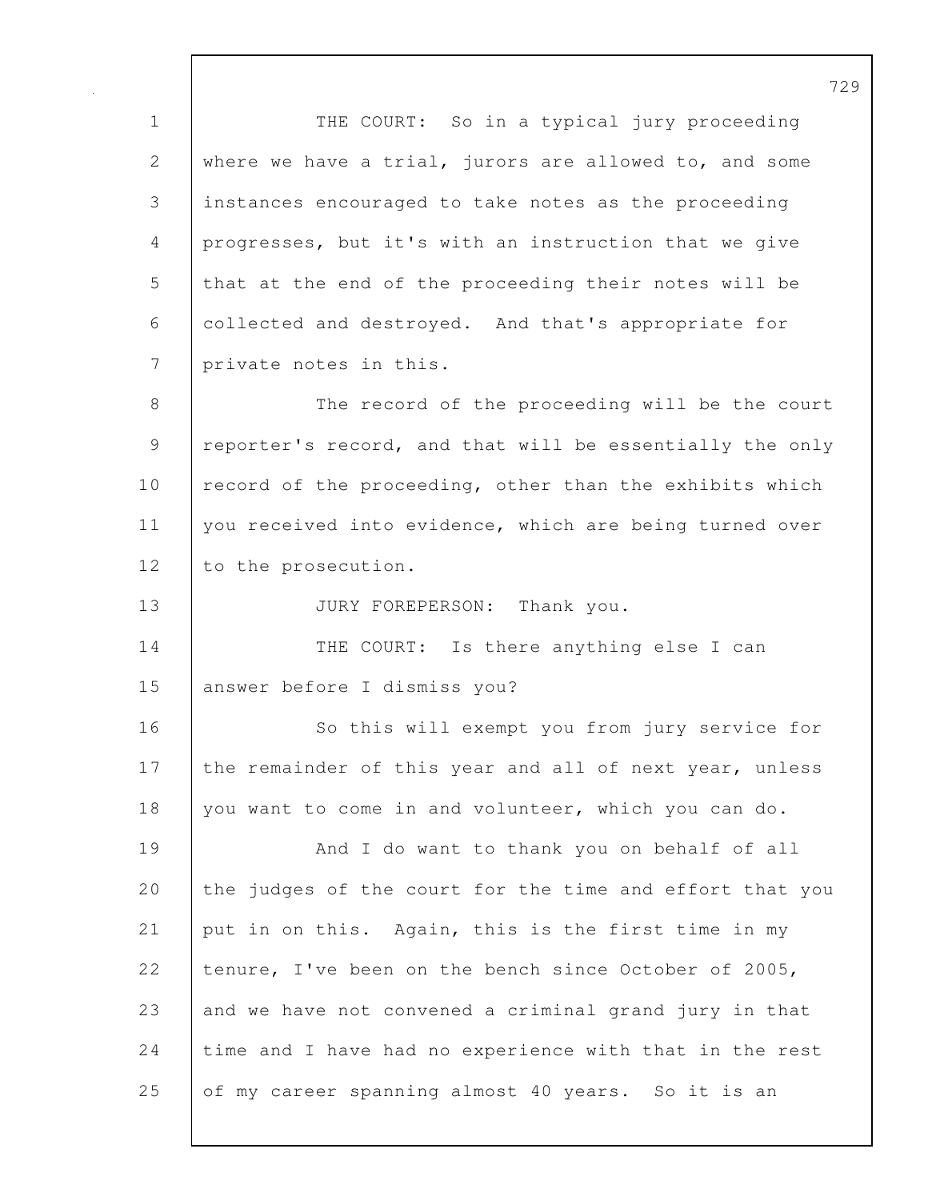THE COURT: So in a typical jury proceeding where we have a trial, jurors are allowed to, and some instances encouraged to take notes as the proceeding progresses, but it's with an instruction that we give that at the end of the proceeding their notes will be collected and destroyed. And that's appropriate for private notes in this.

The record of the proceeding will be the court reporter's record, and that will be essentially the only record of the proceeding, other than the exhibits which you received into evidence, which are being turned over to the prosecution.

JURY FOREPERSON: Thank you.

THE COURT: Is there anything else I can answer before I dismiss you?

So this will exempt you from jury service for the remainder of this year and all of next year, unless you want to come in and volunteer, which you can do.

And I do want to thank you on behalf of all the judges of the court for the time and effort that you put in on this. Again, this is the first time in my tenure, I've been on the bench since October of 2005, and we have not convened a criminal grand jury in that time and I have had no experience with that in the rest of my career spanning almost 40 years. So it is an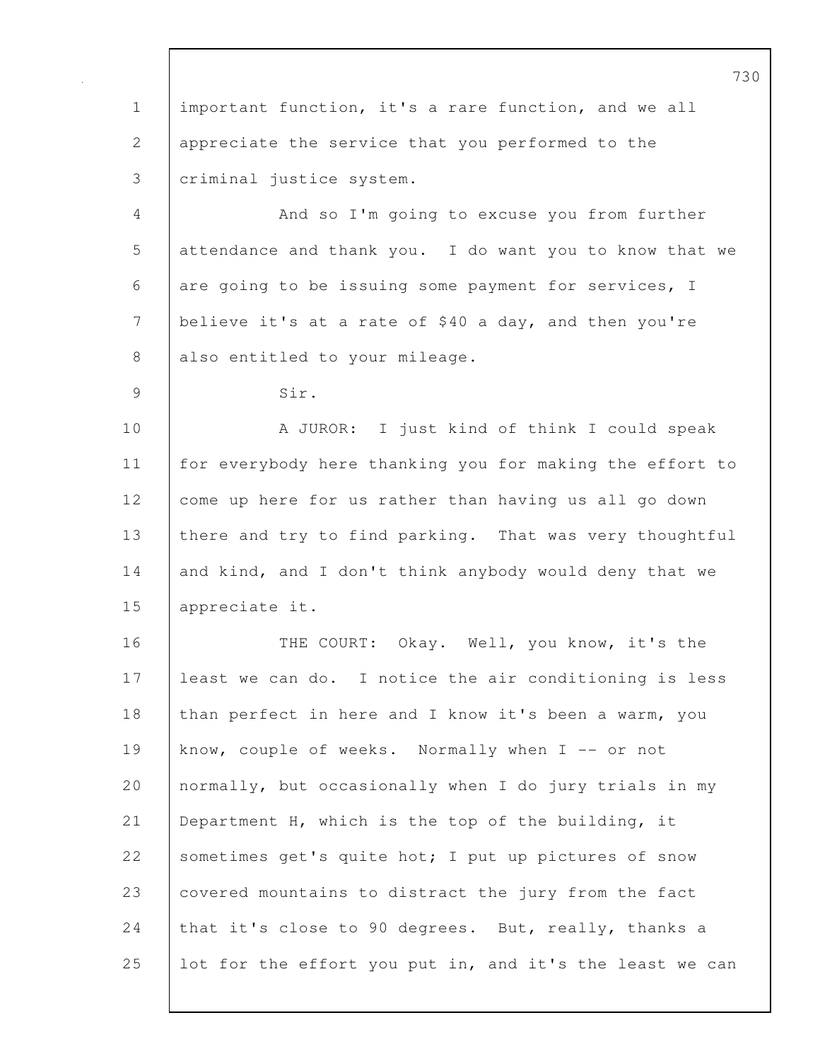important function, it's a rare function, and we all appreciate the service that you performed to the criminal justice system.

And so I'm going to excuse you from further attendance and thank you. I do want you to know that we are going to be issuing some payment for services, I believe it's at a rate of $40 a day, and then you're also entitled to your mileage.

Sir.

A JUROR: I just kind of think I could speak for everybody here thanking you for making the effort to come up here for us rather than having us all go down there and try to find parking. That was very thoughtful and kind, and I don't think anybody would deny that we appreciate it.

THE COURT: Okay. Well, you know, it's the least we can do. I notice the air conditioning is less than perfect in here and I know it's been a warm, you know, couple of weeks. Normally when I -- or not normally, but occasionally when I do jury trials in my Department H, which is the top of the building, it sometimes get's quite hot; I put up pictures of snow covered mountains to distract the jury from the fact that it's close to 90 degrees. But, really, thanks a lot for the effort you put in, and it's the least we can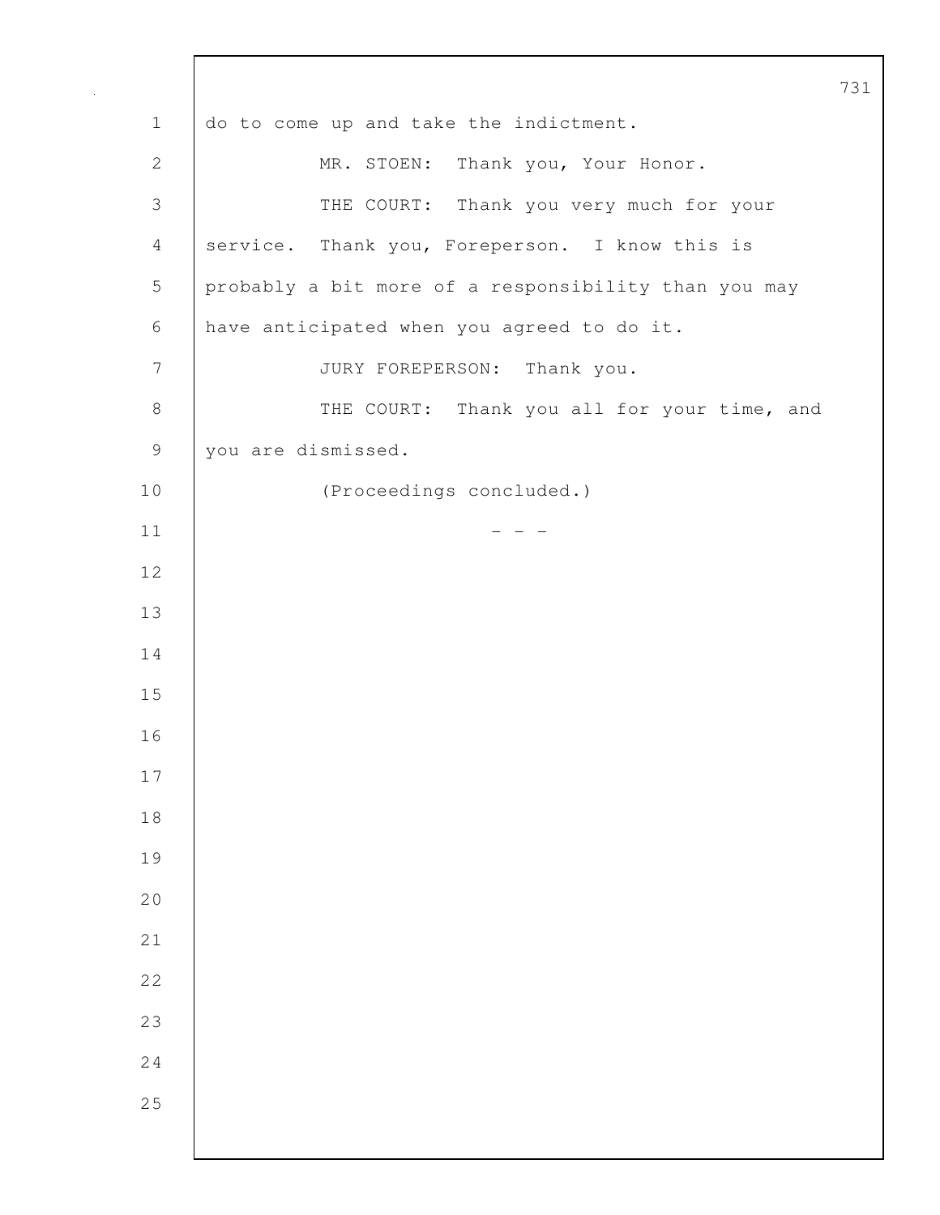do to come up and take the indictment.

MR. STOEN: Thank you, Your Honor.

THE COURT: Thank you very much for your service. Thank you, Foreperson. I know this is probably a bit more of a responsibility than you may have anticipated when you agreed to do it.

JURY FOREPERSON: Thank you.

THE COURT: Thank you all for your time, and you are dismissed.

(Proceedings concluded.)

\- - -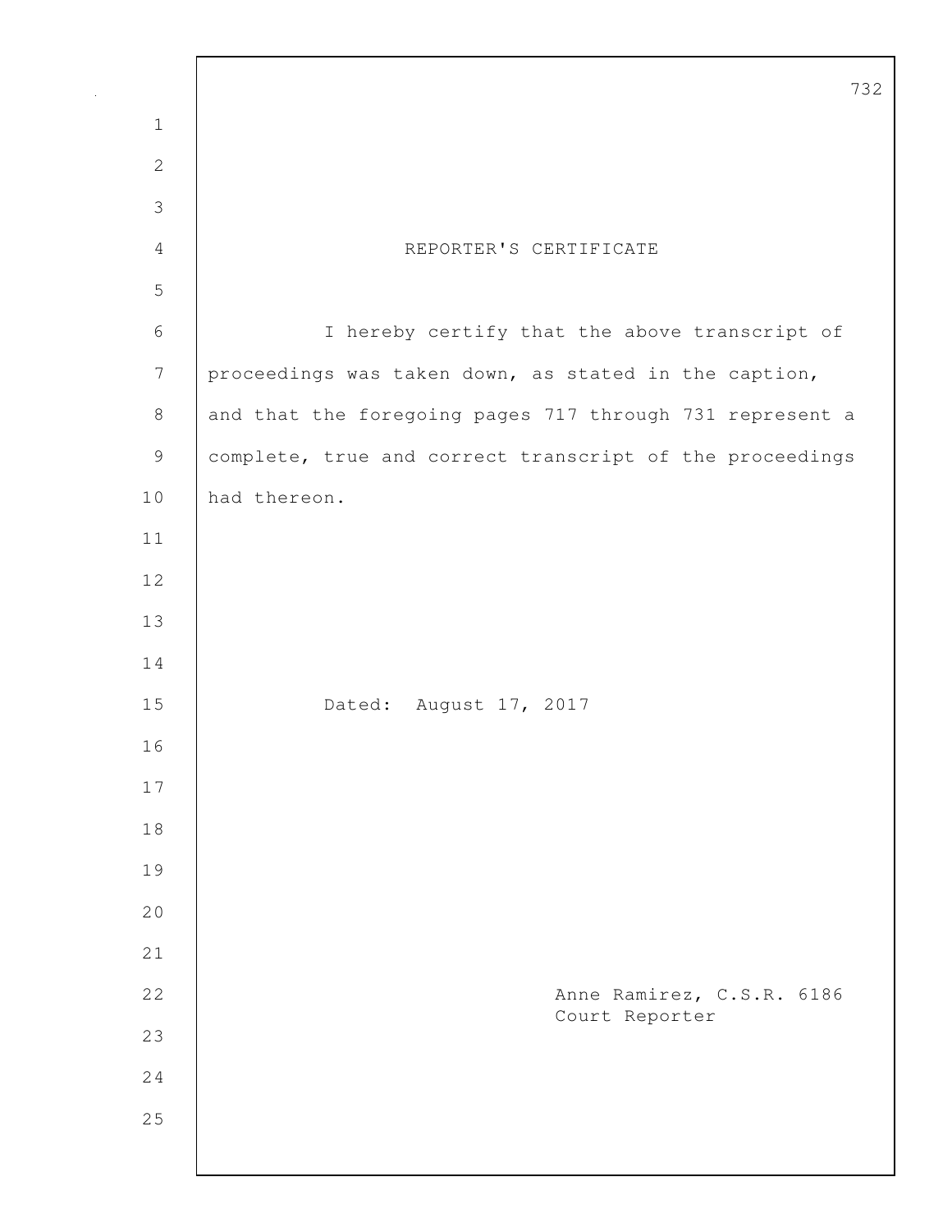# REPORTER'S CERTIFICATE

I hereby certify that the above transcript of proceedings was taken down, as stated in the caption, and that the foregoing pages 717 through 731 represent a complete, true and correct transcript of the proceedings had thereon.

Dated: August 17, 2017

Anne Ramirez, C.S.R. 6186
Court Reporter